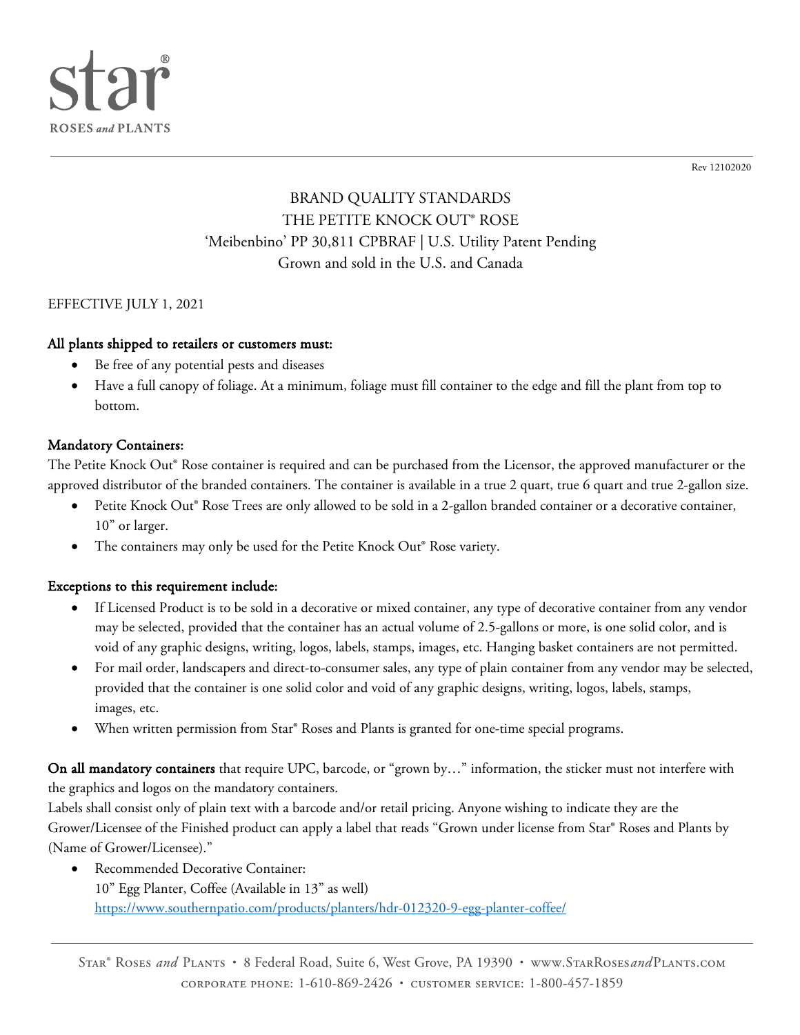star®

ROSES *and* PLANTS

Rev 12102020

# BRAND QUALITY STANDARDS
# THE PETITE KNOCK OUT® ROSE
## 'Meibenbino' PP 30,811 CPBRAF | U.S. Utility Patent Pending
## Grown and sold in the U.S. and Canada

EFFECTIVE JULY 1, 2021

**All plants shipped to retailers or customers must:**

- Be free of any potential pests and diseases
- Have a full canopy of foliage. At a minimum, foliage must fill container to the edge and fill the plant from top to bottom.

**Mandatory Containers:**

The Petite Knock Out® Rose container is required and can be purchased from the Licensor, the approved manufacturer or the approved distributor of the branded containers. The container is available in a true 2 quart, true 6 quart and true 2-gallon size.

- Petite Knock Out® Rose Trees are only allowed to be sold in a 2-gallon branded container or a decorative container, 10" or larger.
- The containers may only be used for the Petite Knock Out® Rose variety.

**Exceptions to this requirement include:**

- If Licensed Product is to be sold in a decorative or mixed container, any type of decorative container from any vendor may be selected, provided that the container has an actual volume of 2.5-gallons or more, is one solid color, and is void of any graphic designs, writing, logos, labels, stamps, images, etc. Hanging basket containers are not permitted.
- For mail order, landscapers and direct-to-consumer sales, any type of plain container from any vendor may be selected, provided that the container is one solid color and void of any graphic designs, writing, logos, labels, stamps, images, etc.
- When written permission from Star® Roses and Plants is granted for one-time special programs.

**On all mandatory containers** that require UPC, barcode, or "grown by…" information, the sticker must not interfere with the graphics and logos on the mandatory containers.

Labels shall consist only of plain text with a barcode and/or retail pricing. Anyone wishing to indicate they are the Grower/Licensee of the Finished product can apply a label that reads "Grown under license from Star® Roses and Plants by (Name of Grower/Licensee)."

- Recommended Decorative Container:
  10" Egg Planter, Coffee (Available in 13" as well)
  https://www.southernpatio.com/products/planters/hdr-012320-9-egg-planter-coffee/

STAR® ROSES *and* PLANTS • 8 Federal Road, Suite 6, West Grove, PA 19390 • www.STARROSES*and*PLANTS.COM
CORPORATE PHONE: 1-610-869-2426 • CUSTOMER SERVICE: 1-800-457-1859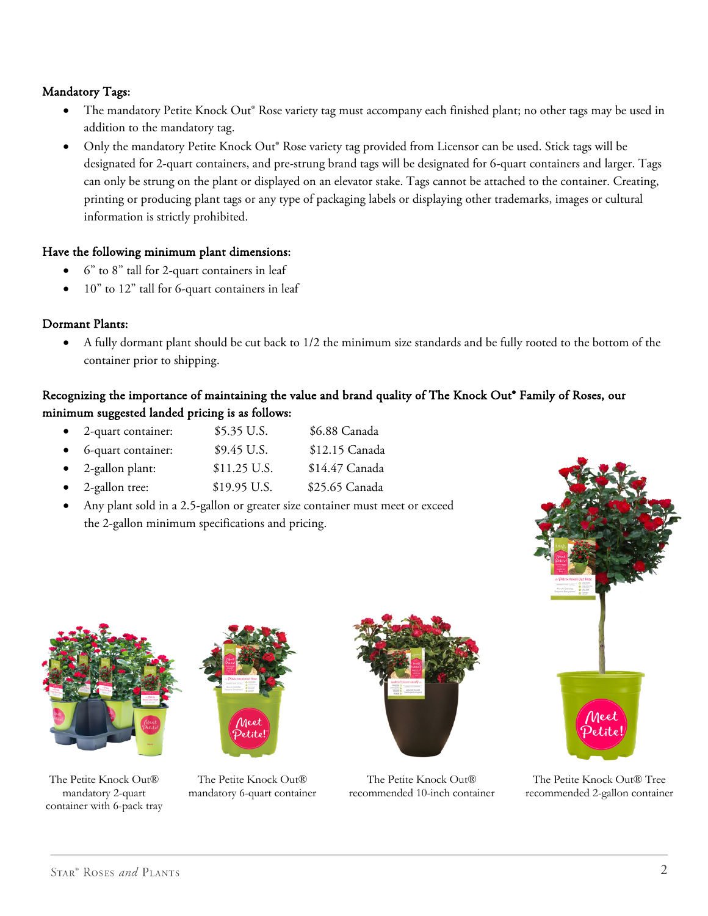**Mandatory Tags:**

- The mandatory Petite Knock Out® Rose variety tag must accompany each finished plant; no other tags may be used in addition to the mandatory tag.
- Only the mandatory Petite Knock Out® Rose variety tag provided from Licensor can be used. Stick tags will be designated for 2-quart containers, and pre-strung brand tags will be designated for 6-quart containers and larger. Tags can only be strung on the plant or displayed on an elevator stake. Tags cannot be attached to the container. Creating, printing or producing plant tags or any type of packaging labels or displaying other trademarks, images or cultural information is strictly prohibited.

**Have the following minimum plant dimensions:**

- 6" to 8" tall for 2-quart containers in leaf
- 10" to 12" tall for 6-quart containers in leaf

**Dormant Plants:**

- A fully dormant plant should be cut back to 1/2 the minimum size standards and be fully rooted to the bottom of the container prior to shipping.

**Recognizing the importance of maintaining the value and brand quality of The Knock Out® Family of Roses, our minimum suggested landed pricing is as follows:**

- 2-quart container: $5.35 U.S. $6.88 Canada
- 6-quart container: $9.45 U.S. $12.15 Canada
- 2-gallon plant: $11.25 U.S. $14.47 Canada
- 2-gallon tree: $19.95 U.S. $25.65 Canada
- Any plant sold in a 2.5-gallon or greater size container must meet or exceed the 2-gallon minimum specifications and pricing.

The Petite Knock Out® mandatory 2-quart container with 6-pack tray

The Petite Knock Out® mandatory 6-quart container

The Petite Knock Out® recommended 10-inch container

The Petite Knock Out® Tree recommended 2-gallon container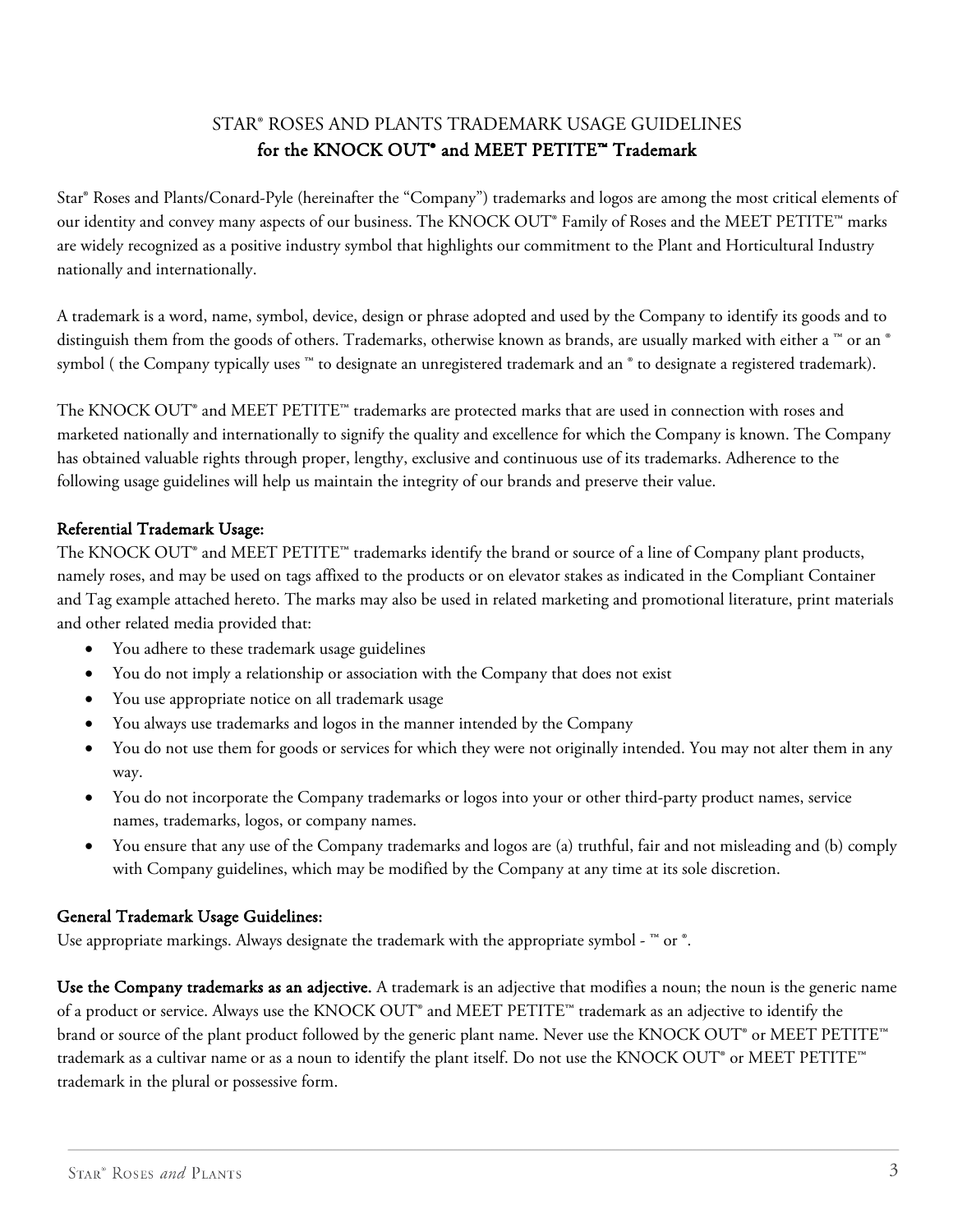# STAR® ROSES AND PLANTS TRADEMARK USAGE GUIDELINES
## for the KNOCK OUT® and MEET PETITE™ Trademark

Star® Roses and Plants/Conard-Pyle (hereinafter the "Company") trademarks and logos are among the most critical elements of our identity and convey many aspects of our business. The KNOCK OUT® Family of Roses and the MEET PETITE™ marks are widely recognized as a positive industry symbol that highlights our commitment to the Plant and Horticultural Industry nationally and internationally.

A trademark is a word, name, symbol, device, design or phrase adopted and used by the Company to identify its goods and to distinguish them from the goods of others. Trademarks, otherwise known as brands, are usually marked with either a ™ or an ® symbol ( the Company typically uses ™ to designate an unregistered trademark and an ® to designate a registered trademark).

The KNOCK OUT® and MEET PETITE™ trademarks are protected marks that are used in connection with roses and marketed nationally and internationally to signify the quality and excellence for which the Company is known. The Company has obtained valuable rights through proper, lengthy, exclusive and continuous use of its trademarks. Adherence to the following usage guidelines will help us maintain the integrity of our brands and preserve their value.

### Referential Trademark Usage:

The KNOCK OUT® and MEET PETITE™ trademarks identify the brand or source of a line of Company plant products, namely roses, and may be used on tags affixed to the products or on elevator stakes as indicated in the Compliant Container and Tag example attached hereto. The marks may also be used in related marketing and promotional literature, print materials and other related media provided that:

- You adhere to these trademark usage guidelines
- You do not imply a relationship or association with the Company that does not exist
- You use appropriate notice on all trademark usage
- You always use trademarks and logos in the manner intended by the Company
- You do not use them for goods or services for which they were not originally intended. You may not alter them in any way.
- You do not incorporate the Company trademarks or logos into your or other third-party product names, service names, trademarks, logos, or company names.
- You ensure that any use of the Company trademarks and logos are (a) truthful, fair and not misleading and (b) comply with Company guidelines, which may be modified by the Company at any time at its sole discretion.

### General Trademark Usage Guidelines:

Use appropriate markings. Always designate the trademark with the appropriate symbol - ™ or ®.

**Use the Company trademarks as an adjective.** A trademark is an adjective that modifies a noun; the noun is the generic name of a product or service. Always use the KNOCK OUT® and MEET PETITE™ trademark as an adjective to identify the brand or source of the plant product followed by the generic plant name. Never use the KNOCK OUT® or MEET PETITE™ trademark as a cultivar name or as a noun to identify the plant itself. Do not use the KNOCK OUT® or MEET PETITE™ trademark in the plural or possessive form.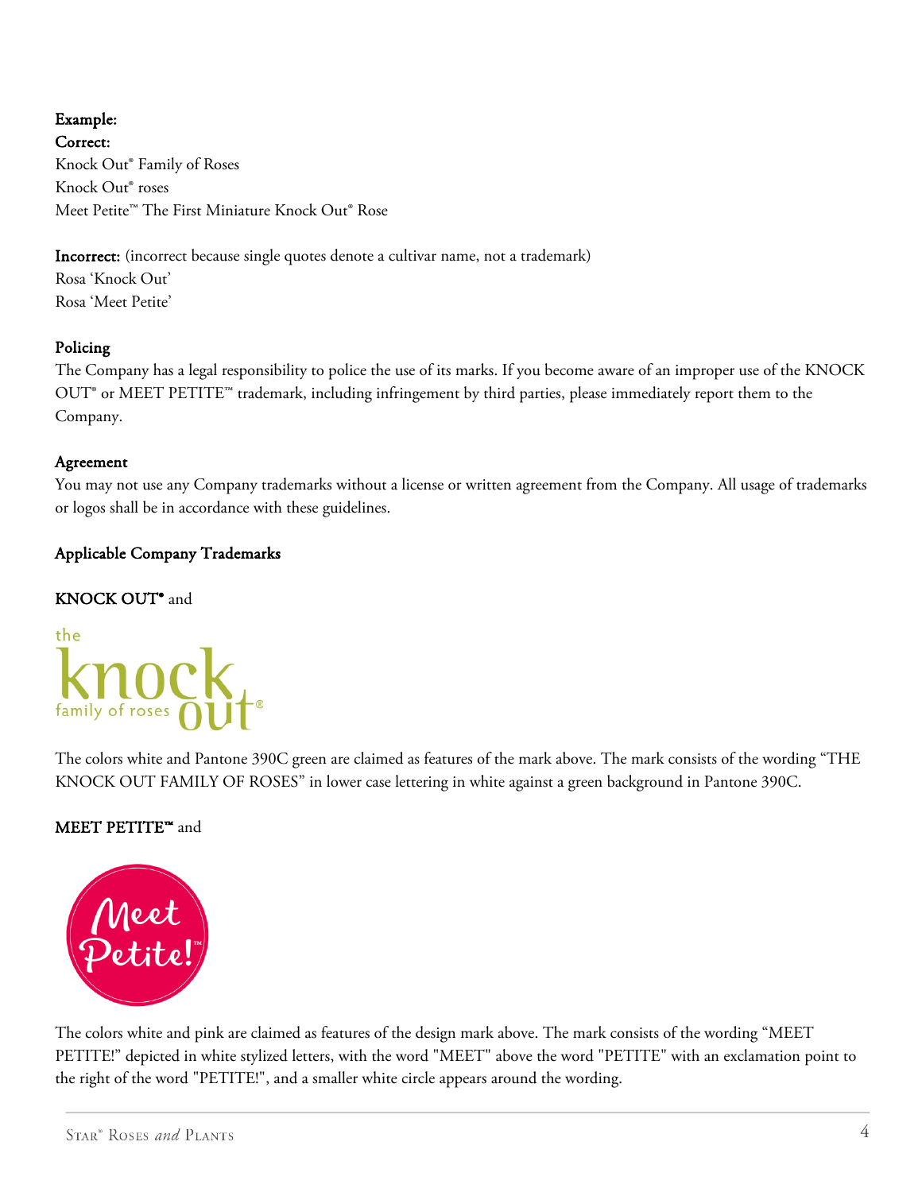**Example:**

**Correct:**

Knock Out® Family of Roses

Knock Out® roses

Meet Petite™ The First Miniature Knock Out® Rose

**Incorrect:** (incorrect because single quotes denote a cultivar name, not a trademark)

Rosa 'Knock Out'

Rosa 'Meet Petite'

**Policing**

The Company has a legal responsibility to police the use of its marks. If you become aware of an improper use of the KNOCK OUT® or MEET PETITE™ trademark, including infringement by third parties, please immediately report them to the Company.

**Agreement**

You may not use any Company trademarks without a license or written agreement from the Company. All usage of trademarks or logos shall be in accordance with these guidelines.

**Applicable Company Trademarks**

**KNOCK OUT®** and

the knock out® family of roses

The colors white and Pantone 390C green are claimed as features of the mark above. The mark consists of the wording "THE KNOCK OUT FAMILY OF ROSES" in lower case lettering in white against a green background in Pantone 390C.

**MEET PETITE™** and

Meet Petite!™

The colors white and pink are claimed as features of the design mark above. The mark consists of the wording "MEET PETITE!" depicted in white stylized letters, with the word "MEET" above the word "PETITE" with an exclamation point to the right of the word "PETITE!", and a smaller white circle appears around the wording.